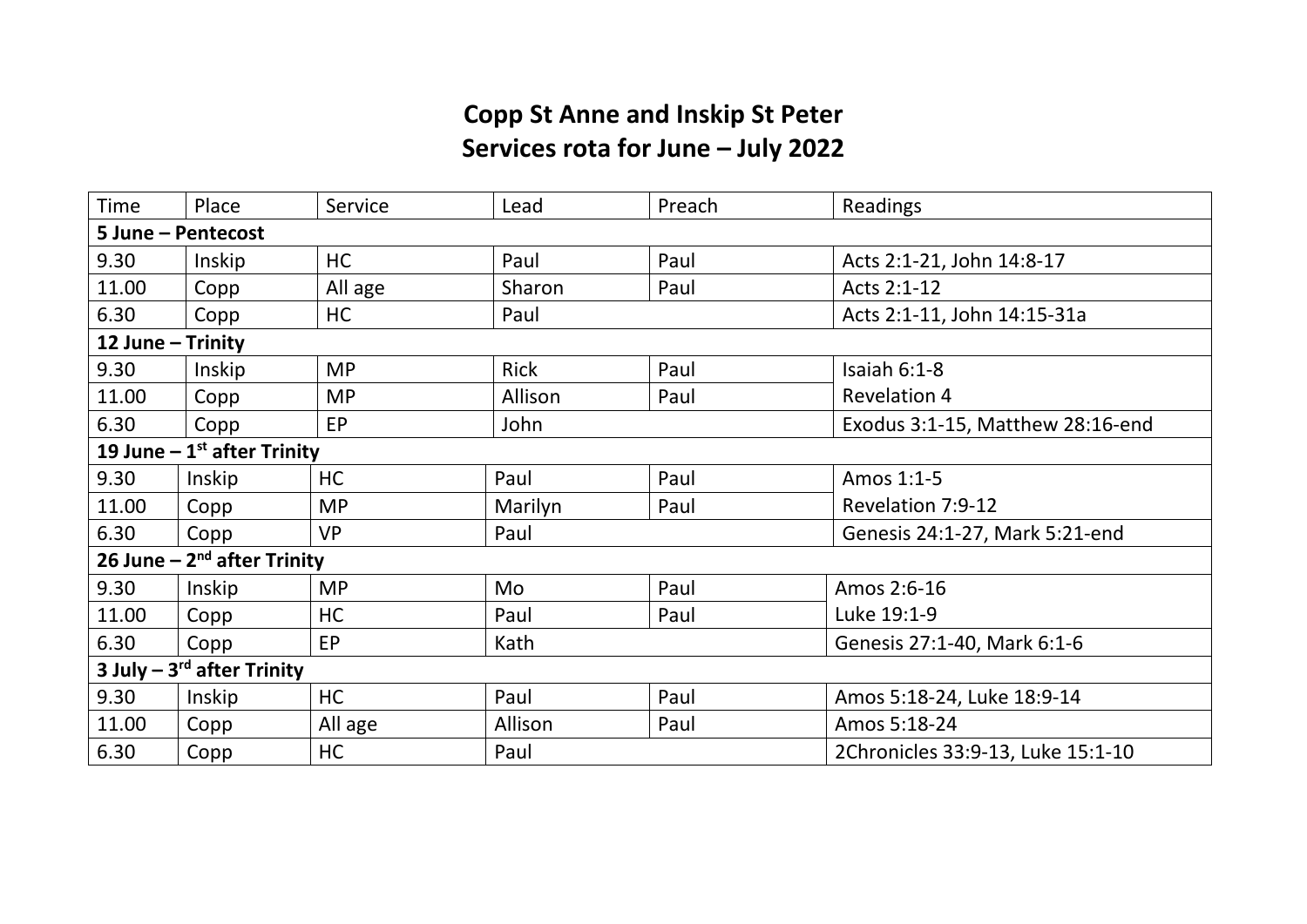# Copp St Anne and Inskip St Peter
## Services rota for June – July 2022

| Time | Place | Service | Lead | Preach | Readings |
|---|---|---|---|---|---|
| **5 June – Pentecost** | | | | | |
| 9.30 | Inskip | HC | Paul | Paul | Acts 2:1-21, John 14:8-17 |
| 11.00 | Copp | All age | Sharon | Paul | Acts 2:1-12 |
| 6.30 | Copp | HC | Paul | | Acts 2:1-11, John 14:15-31a |
| **12 June – Trinity** | | | | | |
| 9.30 | Inskip | MP | Rick | Paul | Isaiah 6:1-8 Revelation 4 |
| 11.00 | Copp | MP | Allison | Paul | |
| 6.30 | Copp | EP | John | | Exodus 3:1-15, Matthew 28:16-end |
| **19 June – 1st after Trinity** | | | | | |
| 9.30 | Inskip | HC | Paul | Paul | Amos 1:1-5 Revelation 7:9-12 |
| 11.00 | Copp | MP | Marilyn | Paul | |
| 6.30 | Copp | VP | Paul | | Genesis 24:1-27, Mark 5:21-end |
| **26 June – 2nd after Trinity** | | | | | |
| 9.30 | Inskip | MP | Mo | Paul | Amos 2:6-16 Luke 19:1-9 |
| 11.00 | Copp | HC | Paul | Paul | |
| 6.30 | Copp | EP | Kath | | Genesis 27:1-40, Mark 6:1-6 |
| **3 July – 3rd after Trinity** | | | | | |
| 9.30 | Inskip | HC | Paul | Paul | Amos 5:18-24, Luke 18:9-14 |
| 11.00 | Copp | All age | Allison | Paul | Amos 5:18-24 |
| 6.30 | Copp | HC | Paul | | 2Chronicles 33:9-13, Luke 15:1-10 |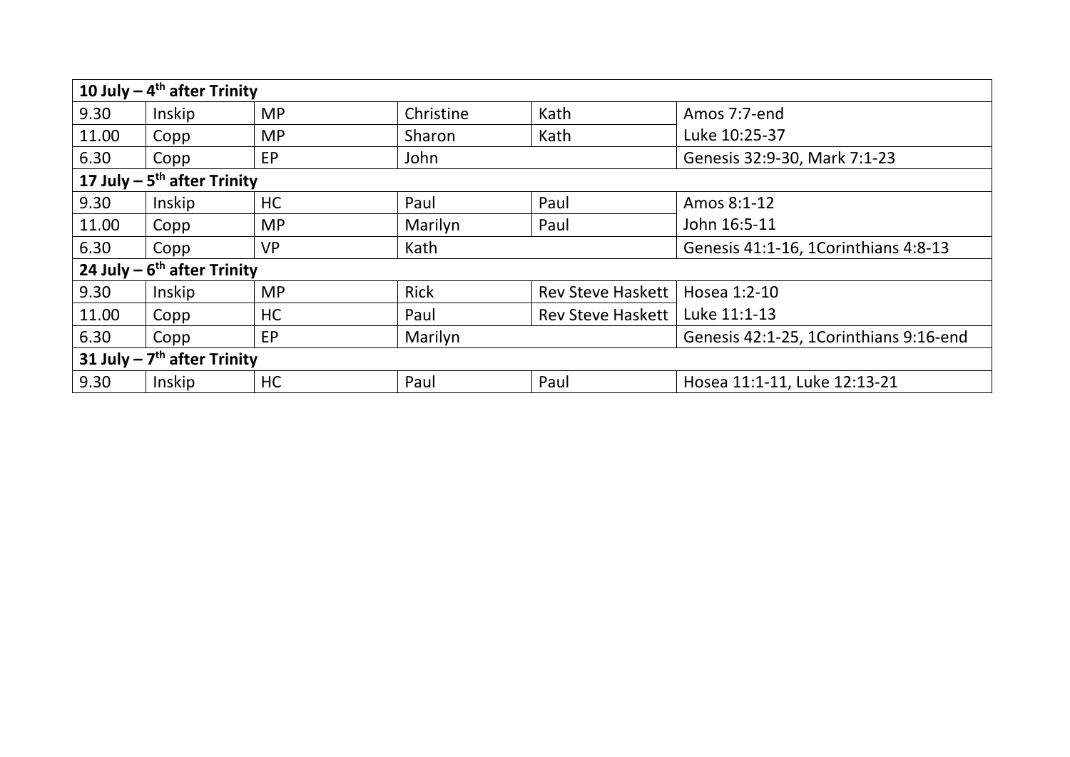| | | | | | |
|---|---|---|---|---|---|
| **10 July – 4th after Trinity** | | | | | |
| 9.30 | Inskip | MP | Christine | Kath | Amos 7:7-end |
| 11.00 | Copp | MP | Sharon | Kath | Luke 10:25-37 |
| 6.30 | Copp | EP | John | | Genesis 32:9-30, Mark 7:1-23 |
| **17 July – 5th after Trinity** | | | | | |
| 9.30 | Inskip | HC | Paul | Paul | Amos 8:1-12 |
| 11.00 | Copp | MP | Marilyn | Paul | John 16:5-11 |
| 6.30 | Copp | VP | Kath | | Genesis 41:1-16, 1Corinthians 4:8-13 |
| **24 July – 6th after Trinity** | | | | | |
| 9.30 | Inskip | MP | Rick | Rev Steve Haskett | Hosea 1:2-10 |
| 11.00 | Copp | HC | Paul | Rev Steve Haskett | Luke 11:1-13 |
| 6.30 | Copp | EP | Marilyn | | Genesis 42:1-25, 1Corinthians 9:16-end |
| **31 July – 7th after Trinity** | | | | | |
| 9.30 | Inskip | HC | Paul | Paul | Hosea 11:1-11, Luke 12:13-21 |